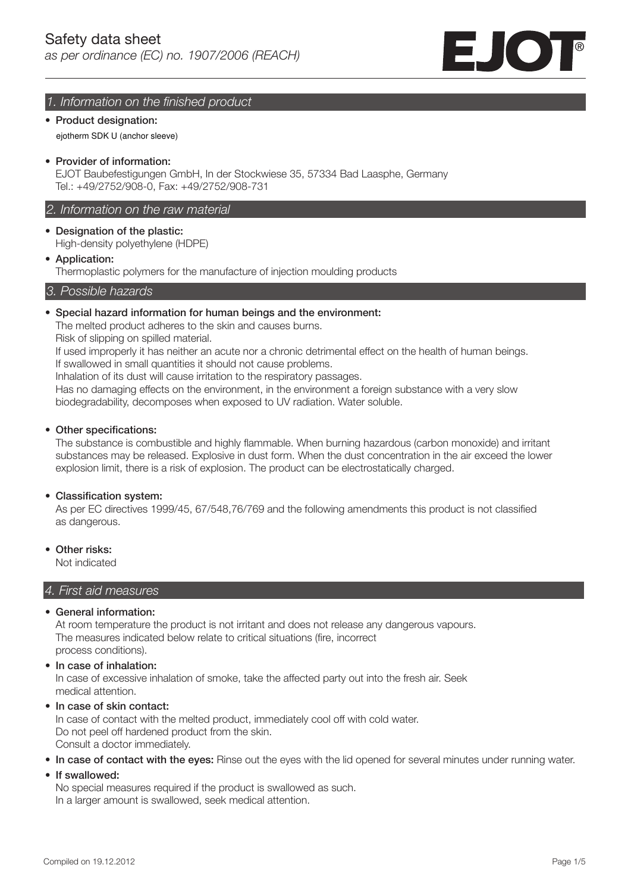# Safety data sheet

*as per ordinance (EC) no. 1907/2006 (REACH)*

EJOT®

## *1. Information on the finished product*

- **Product designation:**
  ejotherm SDK U (anchor sleeve)

- **Provider of information:**
  EJOT Baubefestigungen GmbH, In der Stockwiese 35, 57334 Bad Laasphe, Germany
  Tel.: +49/2752/908-0, Fax: +49/2752/908-731

## *2. Information on the raw material*

- **Designation of the plastic:**
  High-density polyethylene (HDPE)
- **Application:**
  Thermoplastic polymers for the manufacture of injection moulding products

## *3. Possible hazards*

- **Special hazard information for human beings and the environment:**
  The melted product adheres to the skin and causes burns.
  Risk of slipping on spilled material.
  If used improperly it has neither an acute nor a chronic detrimental effect on the health of human beings.
  If swallowed in small quantities it should not cause problems.
  Inhalation of its dust will cause irritation to the respiratory passages.
  Has no damaging effects on the environment, in the environment a foreign substance with a very slow biodegradability, decomposes when exposed to UV radiation. Water soluble.

- **Other specifications:**
  The substance is combustible and highly flammable. When burning hazardous (carbon monoxide) and irritant substances may be released. Explosive in dust form. When the dust concentration in the air exceed the lower explosion limit, there is a risk of explosion. The product can be electrostatically charged.

- **Classification system:**
  As per EC directives 1999/45, 67/548,76/769 and the following amendments this product is not classified as dangerous.

- **Other risks:**
  Not indicated

## *4. First aid measures*

- **General information:**
  At room temperature the product is not irritant and does not release any dangerous vapours.
  The measures indicated below relate to critical situations (fire, incorrect process conditions).
- **In case of inhalation:**
  In case of excessive inhalation of smoke, take the affected party out into the fresh air. Seek medical attention.
- **In case of skin contact:**
  In case of contact with the melted product, immediately cool off with cold water.
  Do not peel off hardened product from the skin.
  Consult a doctor immediately.
- **In case of contact with the eyes:** Rinse out the eyes with the lid opened for several minutes under running water.
- **If swallowed:**
  No special measures required if the product is swallowed as such.
  In a larger amount is swallowed, seek medical attention.

Compiled on 19.12.2012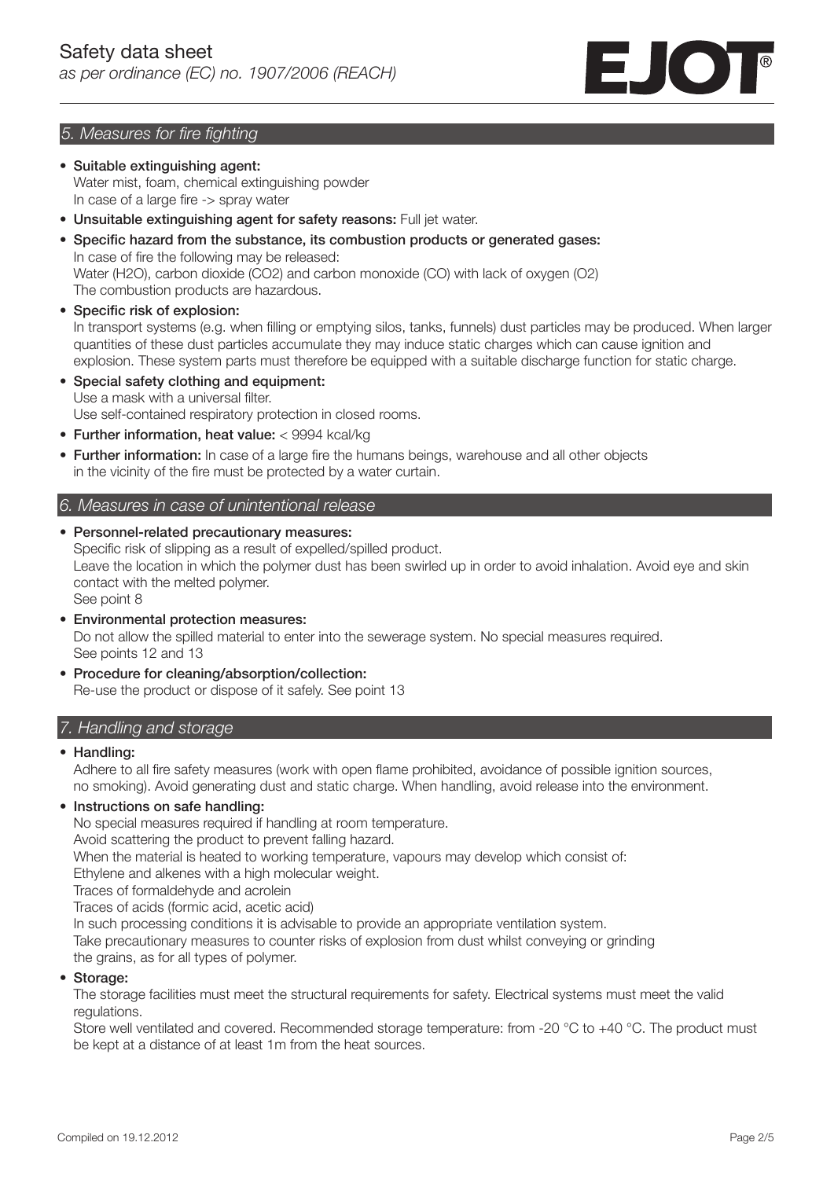## 5. Measures for fire fighting

- **Suitable extinguishing agent:**
  Water mist, foam, chemical extinguishing powder
  In case of a large fire -> spray water
- **Unsuitable extinguishing agent for safety reasons:** Full jet water.
- **Specific hazard from the substance, its combustion products or generated gases:**
  In case of fire the following may be released:
  Water ($H_2O$), carbon dioxide ($CO_2$) and carbon monoxide (CO) with lack of oxygen ($O_2$)
  The combustion products are hazardous.
- **Specific risk of explosion:**
  In transport systems (e.g. when filling or emptying silos, tanks, funnels) dust particles may be produced. When larger quantities of these dust particles accumulate they may induce static charges which can cause ignition and explosion. These system parts must therefore be equipped with a suitable discharge function for static charge.
- **Special safety clothing and equipment:**
  Use a mask with a universal filter.
  Use self-contained respiratory protection in closed rooms.
- **Further information, heat value:** < 9994 kcal/kg
- **Further information:** In case of a large fire the humans beings, warehouse and all other objects in the vicinity of the fire must be protected by a water curtain.

## 6. Measures in case of unintentional release

- **Personnel-related precautionary measures:**
  Specific risk of slipping as a result of expelled/spilled product.
  Leave the location in which the polymer dust has been swirled up in order to avoid inhalation. Avoid eye and skin contact with the melted polymer.
  See point 8
- **Environmental protection measures:**
  Do not allow the spilled material to enter into the sewerage system. No special measures required.
  See points 12 and 13
- **Procedure for cleaning/absorption/collection:**
  Re-use the product or dispose of it safely. See point 13

## 7. Handling and storage

- **Handling:**
  Adhere to all fire safety measures (work with open flame prohibited, avoidance of possible ignition sources, no smoking). Avoid generating dust and static charge. When handling, avoid release into the environment.
- **Instructions on safe handling:**
  No special measures required if handling at room temperature.
  Avoid scattering the product to prevent falling hazard.
  When the material is heated to working temperature, vapours may develop which consist of:
  Ethylene and alkenes with a high molecular weight.
  Traces of formaldehyde and acrolein
  Traces of acids (formic acid, acetic acid)
  In such processing conditions it is advisable to provide an appropriate ventilation system.
  Take precautionary measures to counter risks of explosion from dust whilst conveying or grinding the grains, as for all types of polymer.
- **Storage:**
  The storage facilities must meet the structural requirements for safety. Electrical systems must meet the valid regulations.
  Store well ventilated and covered. Recommended storage temperature: from -20 °C to +40 °C. The product must be kept at a distance of at least 1m from the heat sources.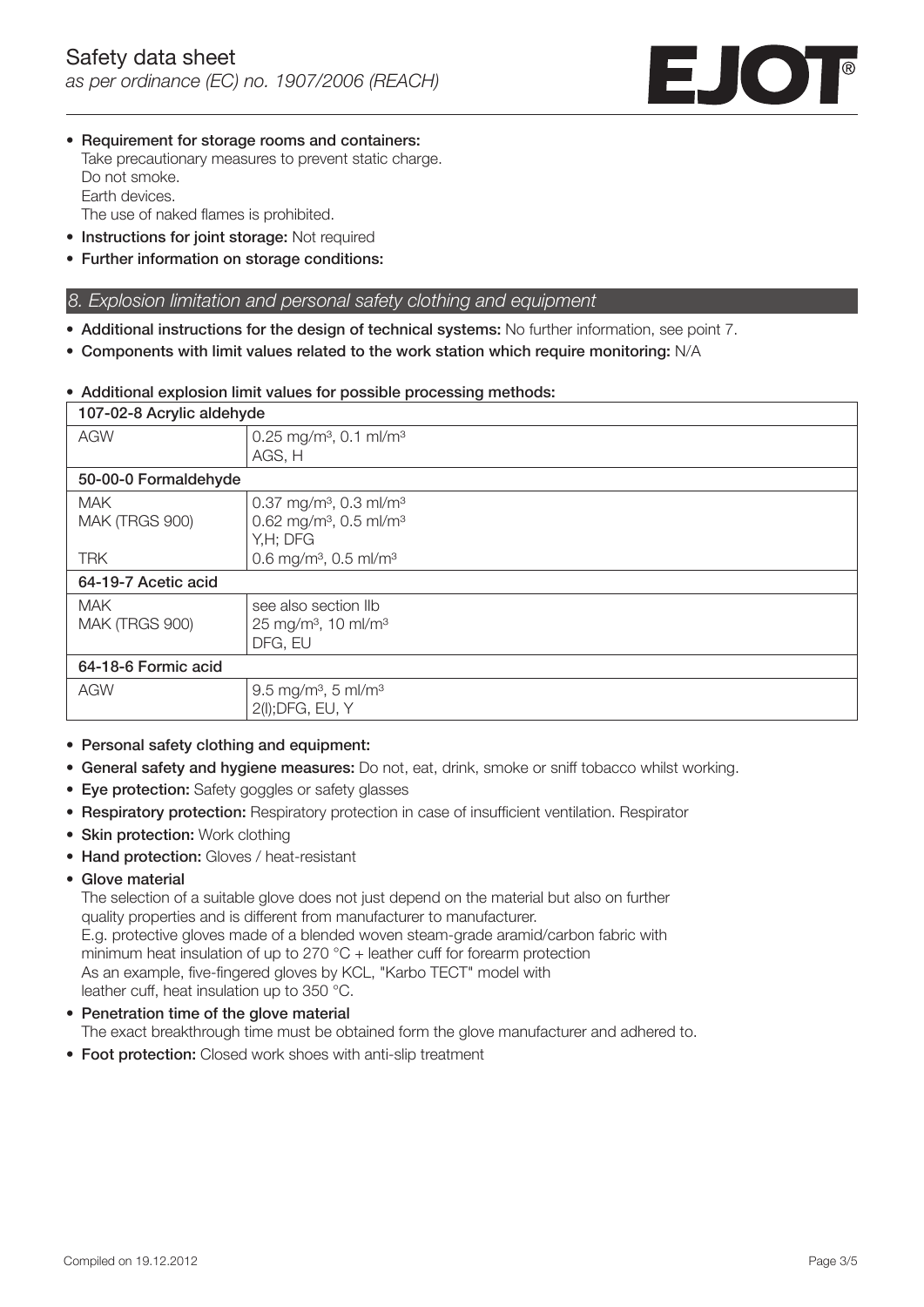- **Requirement for storage rooms and containers:**
  Take precautionary measures to prevent static charge.
  Do not smoke.
  Earth devices.
  The use of naked flames is prohibited.
- **Instructions for joint storage:** Not required
- **Further information on storage conditions:**

## *8. Explosion limitation and personal safety clothing and equipment*

- **Additional instructions for the design of technical systems:** No further information, see point 7.
- **Components with limit values related to the work station which require monitoring:** N/A
- **Additional explosion limit values for possible processing methods:**

| | |
|---|---|
| **107-02-8 Acrylic aldehyde** | |
| AGW | 0.25 mg/m³, 0.1 ml/m³<br>AGS, H |
| **50-00-0 Formaldehyde** | |
| MAK<br>MAK (TRGS 900)<br><br>TRK | 0.37 mg/m³, 0.3 ml/m³<br>0.62 mg/m³, 0.5 ml/m³<br>Y,H; DFG<br>0.6 mg/m³, 0.5 ml/m³ |
| **64-19-7 Acetic acid** | |
| MAK<br>MAK (TRGS 900) | see also section IIb<br>25 mg/m³, 10 ml/m³<br>DFG, EU |
| **64-18-6 Formic acid** | |
| AGW | 9.5 mg/m³, 5 ml/m³<br>2(I);DFG, EU, Y |

- **Personal safety clothing and equipment:**
- **General safety and hygiene measures:** Do not, eat, drink, smoke or sniff tobacco whilst working.
- **Eye protection:** Safety goggles or safety glasses
- **Respiratory protection:** Respiratory protection in case of insufficient ventilation. Respirator
- **Skin protection:** Work clothing
- **Hand protection:** Gloves / heat-resistant
- **Glove material**
  The selection of a suitable glove does not just depend on the material but also on further quality properties and is different from manufacturer to manufacturer.
  E.g. protective gloves made of a blended woven steam-grade aramid/carbon fabric with minimum heat insulation of up to 270 °C + leather cuff for forearm protection
  As an example, five-fingered gloves by KCL, "Karbo TECT" model with leather cuff, heat insulation up to 350 °C.
- **Penetration time of the glove material**
  The exact breakthrough time must be obtained form the glove manufacturer and adhered to.
- **Foot protection:** Closed work shoes with anti-slip treatment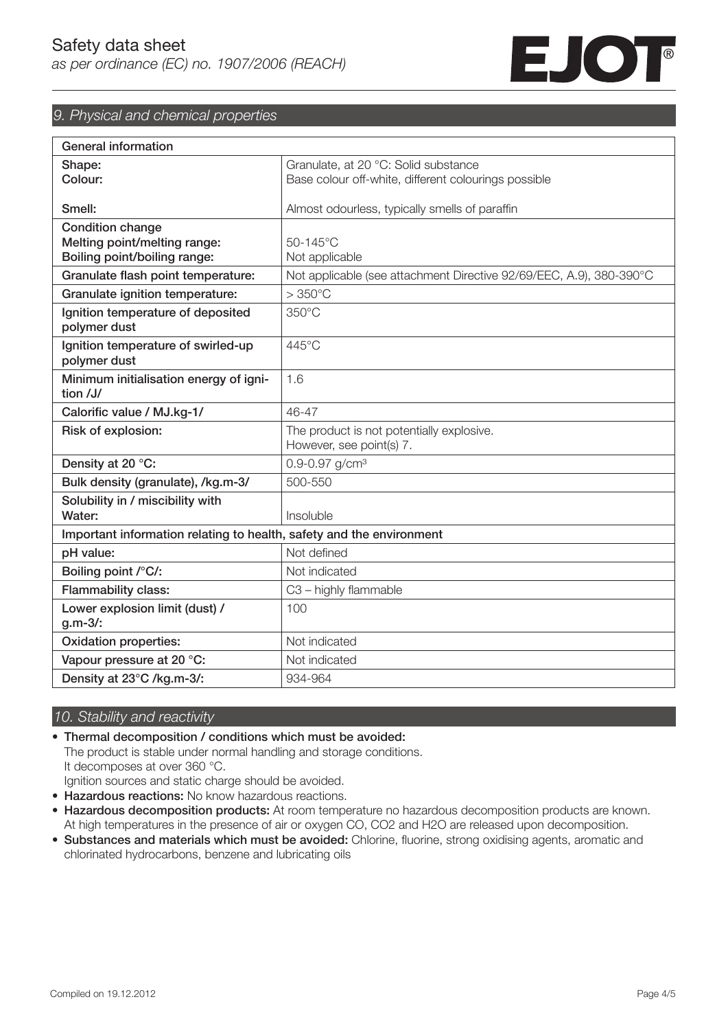## 9. Physical and chemical properties

| | |
|---|---|
| **General information** | |
| **Shape:**<br>**Colour:**<br><br>**Smell:** | Granulate, at 20 °C: Solid substance<br>Base colour off-white, different colourings possible<br><br>Almost odourless, typically smells of paraffin |
| **Condition change**<br>**Melting point/melting range:**<br>**Boiling point/boiling range:** | <br>50-145°C<br>Not applicable |
| **Granulate flash point temperature:** | Not applicable (see attachment Directive 92/69/EEC, A.9), 380-390°C |
| **Granulate ignition temperature:** | > 350°C |
| **Ignition temperature of deposited polymer dust** | 350°C |
| **Ignition temperature of swirled-up polymer dust** | 445°C |
| **Minimum initialisation energy of ignition /J/** | 1.6 |
| **Calorific value / MJ.kg-1/** | 46-47 |
| **Risk of explosion:** | The product is not potentially explosive.<br>However, see point(s) 7. |
| **Density at 20 °C:** | 0.9-0.97 g/cm³ |
| **Bulk density (granulate), /kg.m-3/** | 500-550 |
| **Solubility in / miscibility with**<br>**Water:** | <br>Insoluble |
| **Important information relating to health, safety and the environment** | |
| **pH value:** | Not defined |
| **Boiling point /°C/:** | Not indicated |
| **Flammability class:** | C3 – highly flammable |
| **Lower explosion limit (dust) / g.m-3/:** | 100 |
| **Oxidation properties:** | Not indicated |
| **Vapour pressure at 20 °C:** | Not indicated |
| **Density at 23°C /kg.m-3/:** | 934-964 |

## 10. Stability and reactivity

- **Thermal decomposition / conditions which must be avoided:**
  The product is stable under normal handling and storage conditions.
  It decomposes at over 360 °C.
  Ignition sources and static charge should be avoided.
- **Hazardous reactions:** No know hazardous reactions.
- **Hazardous decomposition products:** At room temperature no hazardous decomposition products are known. At high temperatures in the presence of air or oxygen CO, $CO_2$ and $H_2O$ are released upon decomposition.
- **Substances and materials which must be avoided:** Chlorine, fluorine, strong oxidising agents, aromatic and chlorinated hydrocarbons, benzene and lubricating oils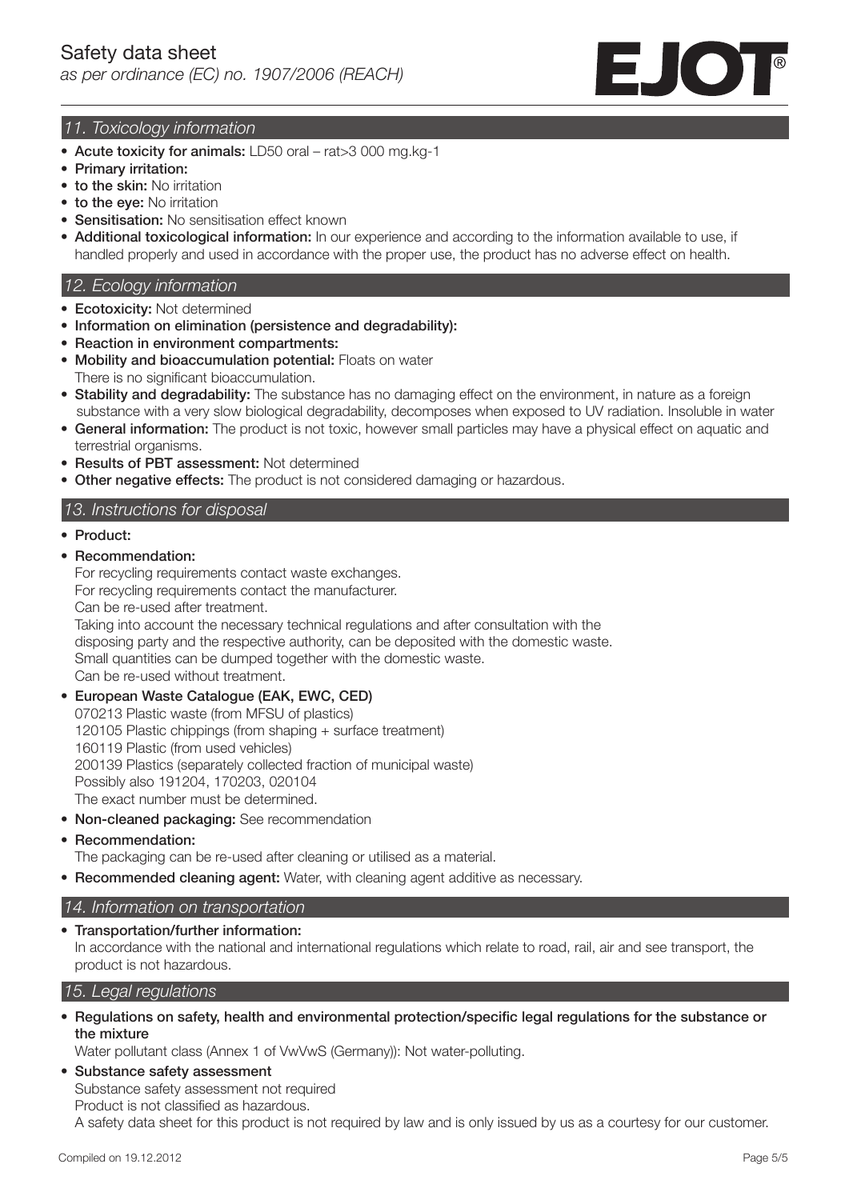## 11. Toxicology information

- **Acute toxicity for animals:** LD50 oral – rat>3 000 mg.kg-1
- **Primary irritation:**
- **to the skin:** No irritation
- **to the eye:** No irritation
- **Sensitisation:** No sensitisation effect known
- **Additional toxicological information:** In our experience and according to the information available to use, if handled properly and used in accordance with the proper use, the product has no adverse effect on health.

## 12. Ecology information

- **Ecotoxicity:** Not determined
- **Information on elimination (persistence and degradability):**
- **Reaction in environment compartments:**
- **Mobility and bioaccumulation potential:** Floats on water
  There is no significant bioaccumulation.
- **Stability and degradability:** The substance has no damaging effect on the environment, in nature as a foreign substance with a very slow biological degradability, decomposes when exposed to UV radiation. Insoluble in water
- **General information:** The product is not toxic, however small particles may have a physical effect on aquatic and terrestrial organisms.
- **Results of PBT assessment:** Not determined
- **Other negative effects:** The product is not considered damaging or hazardous.

## 13. Instructions for disposal

- **Product:**
- **Recommendation:**
  For recycling requirements contact waste exchanges.
  For recycling requirements contact the manufacturer.
  Can be re-used after treatment.
  Taking into account the necessary technical regulations and after consultation with the disposing party and the respective authority, can be deposited with the domestic waste.
  Small quantities can be dumped together with the domestic waste.
  Can be re-used without treatment.
- **European Waste Catalogue (EAK, EWC, CED)**
  070213 Plastic waste (from MFSU of plastics)
  120105 Plastic chippings (from shaping + surface treatment)
  160119 Plastic (from used vehicles)
  200139 Plastics (separately collected fraction of municipal waste)
  Possibly also 191204, 170203, 020104
  The exact number must be determined.
- **Non-cleaned packaging:** See recommendation
- **Recommendation:**
  The packaging can be re-used after cleaning or utilised as a material.
- **Recommended cleaning agent:** Water, with cleaning agent additive as necessary.

## 14. Information on transportation

- **Transportation/further information:**
  In accordance with the national and international regulations which relate to road, rail, air and see transport, the product is not hazardous.

## 15. Legal regulations

- **Regulations on safety, health and environmental protection/specific legal regulations for the substance or the mixture**
  Water pollutant class (Annex 1 of VwVwS (Germany)): Not water-polluting.
- **Substance safety assessment**
  Substance safety assessment not required
  Product is not classified as hazardous.
  A safety data sheet for this product is not required by law and is only issued by us as a courtesy for our customer.

Compiled on 19.12.2012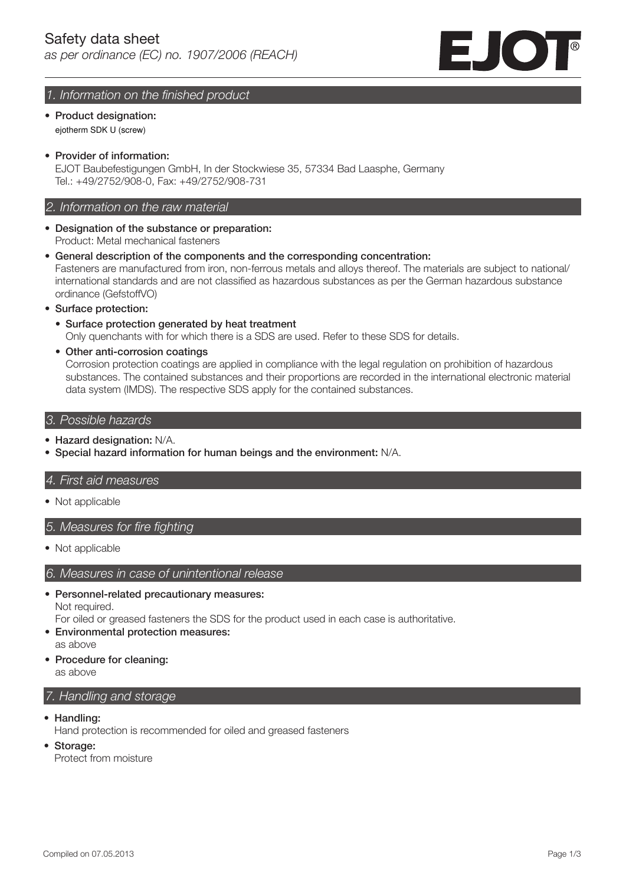# Safety data sheet

*as per ordinance (EC) no. 1907/2006 (REACH)*

EJOT®

## *1. Information on the finished product*

- **Product designation:**
  ejotherm SDK U (screw)
- **Provider of information:**
  EJOT Baubefestigungen GmbH, In der Stockwiese 35, 57334 Bad Laasphe, Germany
  Tel.: +49/2752/908-0, Fax: +49/2752/908-731

## *2. Information on the raw material*

- **Designation of the substance or preparation:**
  Product: Metal mechanical fasteners
- **General description of the components and the corresponding concentration:**
  Fasteners are manufactured from iron, non-ferrous metals and alloys thereof. The materials are subject to national/international standards and are not classified as hazardous substances as per the German hazardous substance ordinance (GefstoffVO)
- **Surface protection:**
  - **Surface protection generated by heat treatment**
    Only quenchants with for which there is a SDS are used. Refer to these SDS for details.
  - **Other anti-corrosion coatings**
    Corrosion protection coatings are applied in compliance with the legal regulation on prohibition of hazardous substances. The contained substances and their proportions are recorded in the international electronic material data system (IMDS). The respective SDS apply for the contained substances.

## *3. Possible hazards*

- **Hazard designation:** N/A.
- **Special hazard information for human beings and the environment:** N/A.

## *4. First aid measures*

- Not applicable

## *5. Measures for fire fighting*

- Not applicable

## *6. Measures in case of unintentional release*

- **Personnel-related precautionary measures:**
  Not required.
  For oiled or greased fasteners the SDS for the product used in each case is authoritative.
- **Environmental protection measures:**
  as above
- **Procedure for cleaning:**
  as above

## *7. Handling and storage*

- **Handling:**
  Hand protection is recommended for oiled and greased fasteners
- **Storage:**
  Protect from moisture

Compiled on 07.05.2013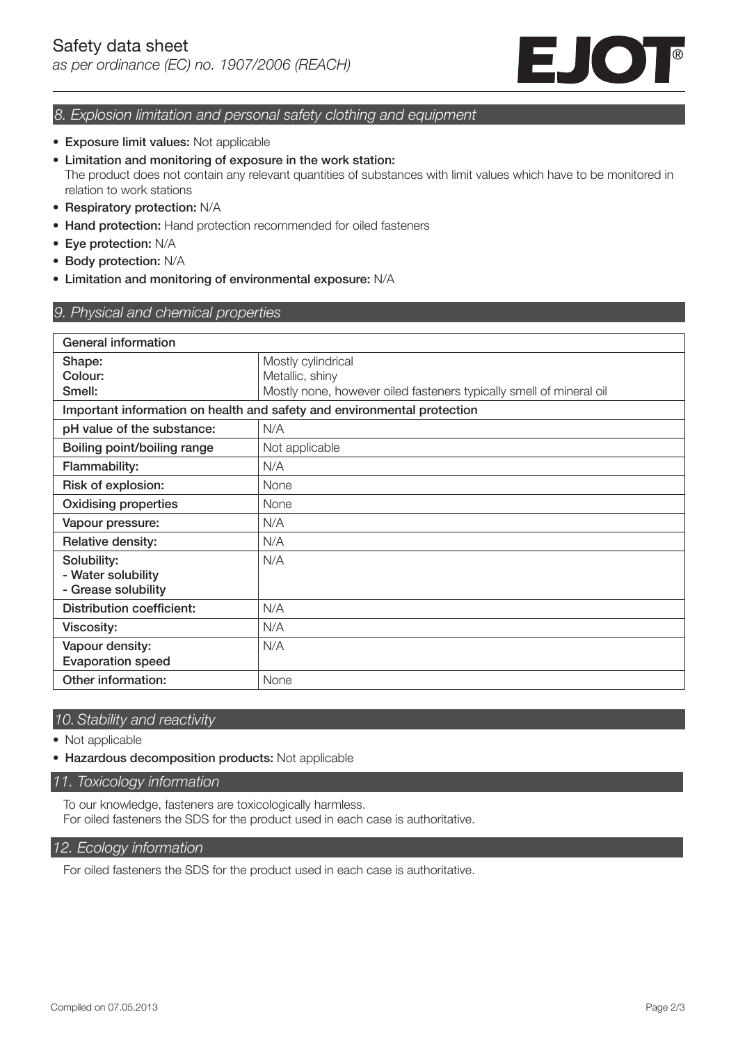## 8. Explosion limitation and personal safety clothing and equipment

- **Exposure limit values:** Not applicable
- **Limitation and monitoring of exposure in the work station:** The product does not contain any relevant quantities of substances with limit values which have to be monitored in relation to work stations
- **Respiratory protection:** N/A
- **Hand protection:** Hand protection recommended for oiled fasteners
- **Eye protection:** N/A
- **Body protection:** N/A
- **Limitation and monitoring of environmental exposure:** N/A

## 9. Physical and chemical properties

| General information | |
|---|---|
| **Shape:**<br>**Colour:**<br>**Smell:** | Mostly cylindrical<br>Metallic, shiny<br>Mostly none, however oiled fasteners typically smell of mineral oil |
| **Important information on health and safety and environmental protection** | |
| **pH value of the substance:** | N/A |
| **Boiling point/boiling range** | Not applicable |
| **Flammability:** | N/A |
| **Risk of explosion:** | None |
| **Oxidising properties** | None |
| **Vapour pressure:** | N/A |
| **Relative density:** | N/A |
| **Solubility:**<br>**- Water solubility**<br>**- Grease solubility** | N/A |
| **Distribution coefficient:** | N/A |
| **Viscosity:** | N/A |
| **Vapour density:**<br>**Evaporation speed** | N/A |
| **Other information:** | None |

## 10. Stability and reactivity

- Not applicable
- **Hazardous decomposition products:** Not applicable

## 11. Toxicology information

To our knowledge, fasteners are toxicologically harmless.
For oiled fasteners the SDS for the product used in each case is authoritative.

## 12. Ecology information

For oiled fasteners the SDS for the product used in each case is authoritative.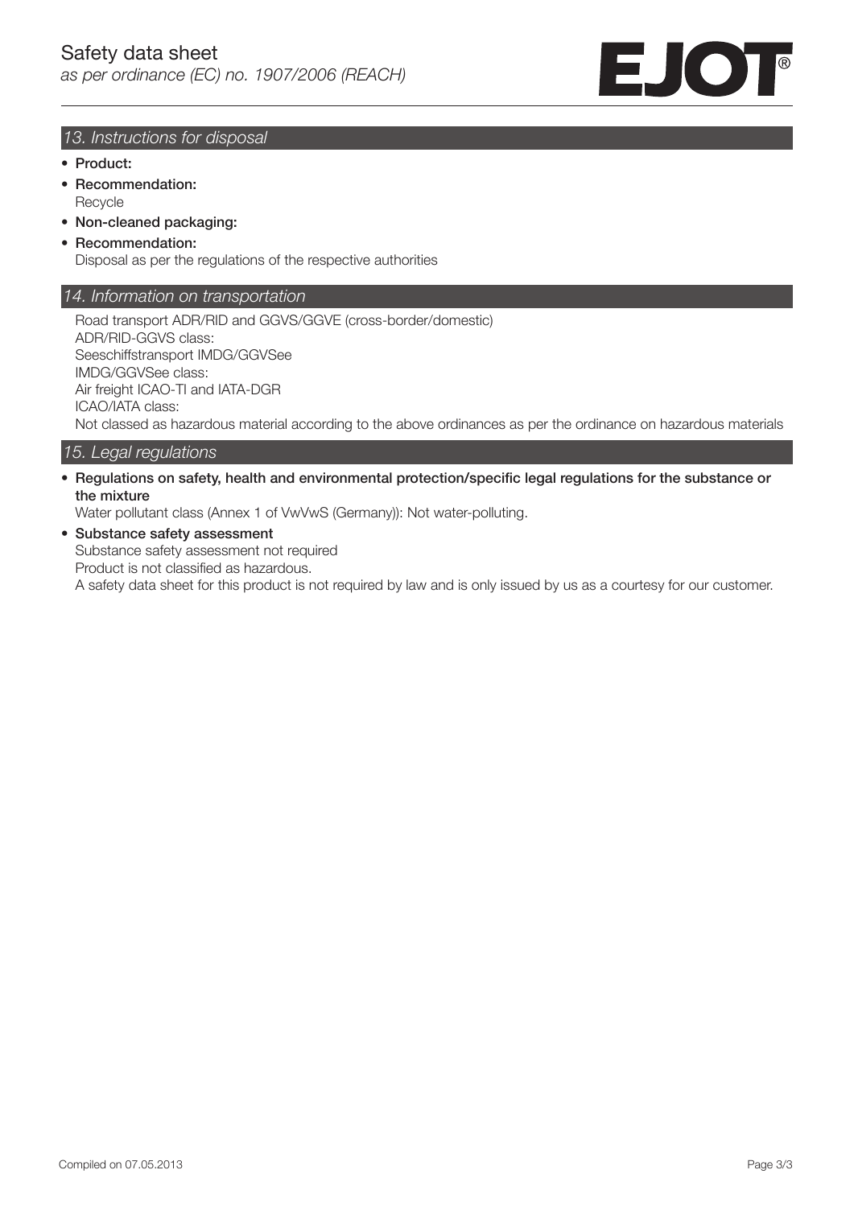## *13. Instructions for disposal*

- **Product:**
- **Recommendation:**
  Recycle
- **Non-cleaned packaging:**
- **Recommendation:**
  Disposal as per the regulations of the respective authorities

## *14. Information on transportation*

Road transport ADR/RID and GGVS/GGVE (cross-border/domestic)
ADR/RID-GGVS class:
Seeschiffstransport IMDG/GGVSee
IMDG/GGVSee class:
Air freight ICAO-TI and IATA-DGR
ICAO/IATA class:
Not classed as hazardous material according to the above ordinances as per the ordinance on hazardous materials

## *15. Legal regulations*

- **Regulations on safety, health and environmental protection/specific legal regulations for the substance or the mixture**
  Water pollutant class (Annex 1 of VwVwS (Germany)): Not water-polluting.
- **Substance safety assessment**
  Substance safety assessment not required
  Product is not classified as hazardous.
  A safety data sheet for this product is not required by law and is only issued by us as a courtesy for our customer.